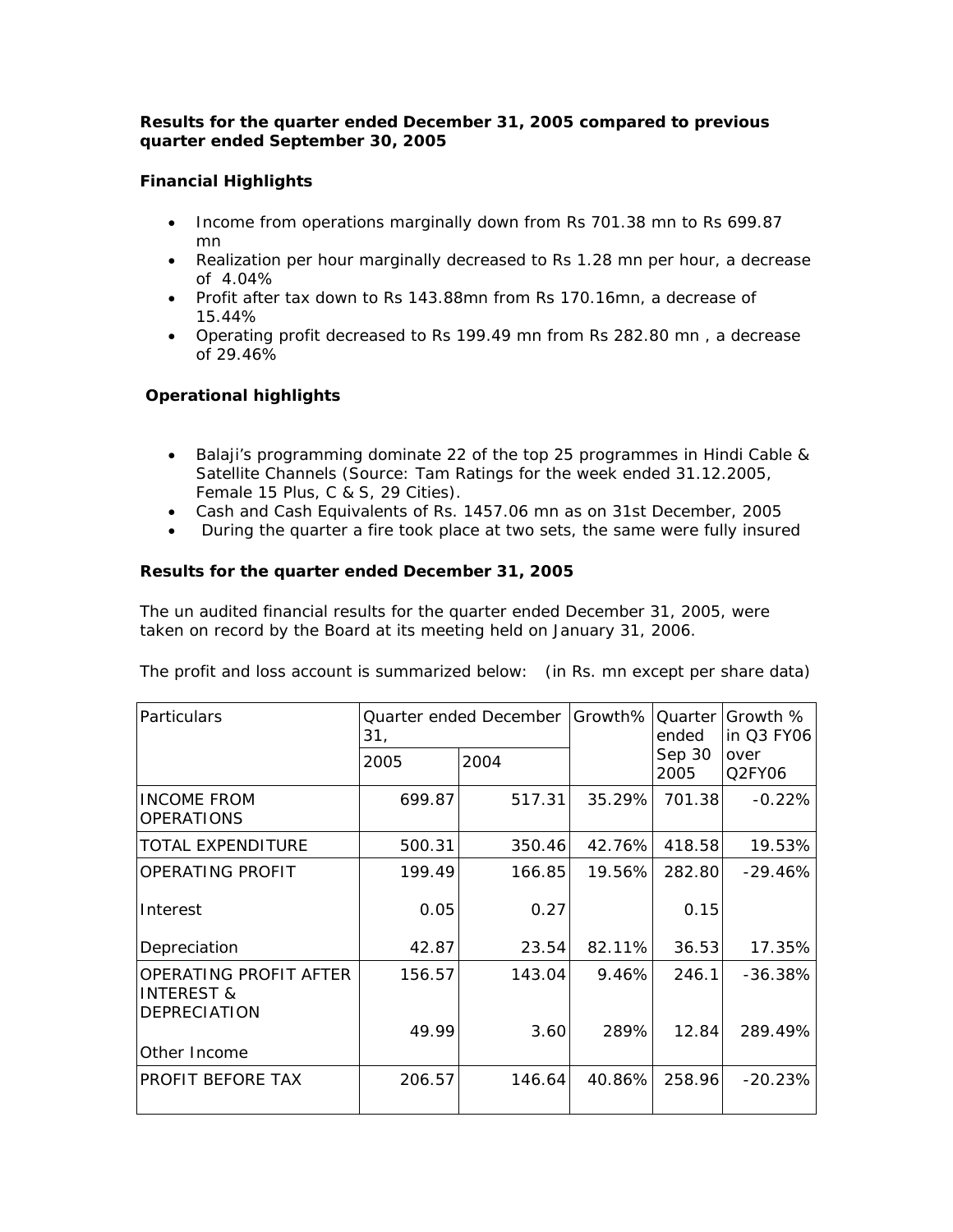**Results for the quarter ended December 31, 2005 compared to previous quarter ended September 30, 2005**

**Financial Highlights**

- Income from operations marginally down from Rs 701.38 mn to Rs 699.87 mn
- Realization per hour marginally decreased to Rs 1.28 mn per hour, a decrease of 4.04%
- Profit after tax down to Rs 143.88mn from Rs 170.16mn, a decrease of 15.44%
- Operating profit decreased to Rs 199.49 mn from Rs 282.80 mn , a decrease of 29.46%

**Operational highlights**

- Balaji's programming dominate 22 of the top 25 programmes in Hindi Cable & Satellite Channels (Source: Tam Ratings for the week ended 31.12.2005, Female 15 Plus, C & S, 29 Cities).
- Cash and Cash Equivalents of Rs. 1457.06 mn as on 31st December, 2005
- During the quarter a fire took place at two sets, the same were fully insured

**Results for the quarter ended December 31, 2005**

The un audited financial results for the quarter ended December 31, 2005, were taken on record by the Board at its meeting held on January 31, 2006.

The profit and loss account is summarized below: (in Rs. mn except per share data)

| Particulars | Quarter ended December 31, | | Growth% | Quarter ended Sep 30 2005 | Growth % in Q3 FY06 over Q2FY06 |
|---|---|---|---|---|---|
| | 2005 | 2004 | | | |
| INCOME FROM OPERATIONS | 699.87 | 517.31 | 35.29% | 701.38 | -0.22% |
| TOTAL EXPENDITURE | 500.31 | 350.46 | 42.76% | 418.58 | 19.53% |
| OPERATING PROFIT | 199.49 | 166.85 | 19.56% | 282.80 | -29.46% |
| Interest | 0.05 | 0.27 | | 0.15 | |
| Depreciation | 42.87 | 23.54 | 82.11% | 36.53 | 17.35% |
| OPERATING PROFIT AFTER INTEREST & DEPRECIATION | 156.57 | 143.04 | 9.46% | 246.1 | -36.38% |
| Other Income | 49.99 | 3.60 | 289% | 12.84 | 289.49% |
| PROFIT BEFORE TAX | 206.57 | 146.64 | 40.86% | 258.96 | -20.23% |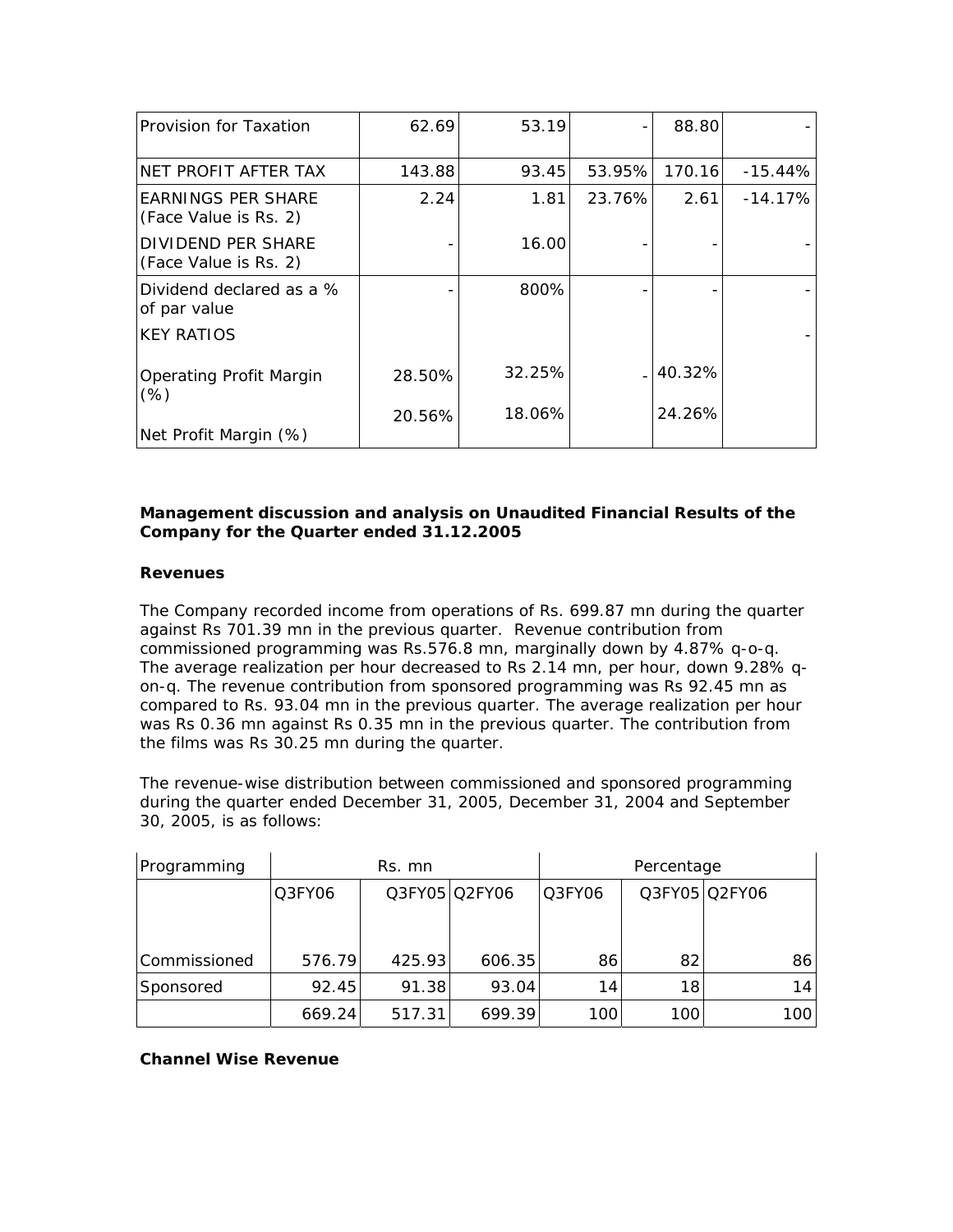| Provision for Taxation | 62.69 | 53.19 | - | 88.80 | - |
|---|---|---|---|---|---|
| NET PROFIT AFTER TAX | 143.88 | 93.45 | 53.95% | 170.16 | -15.44% |
| EARNINGS PER SHARE (Face Value is Rs. 2) | 2.24 | 1.81 | 23.76% | 2.61 | -14.17% |
| DIVIDEND PER SHARE (Face Value is Rs. 2) | - | 16.00 | - | - | - |
| Dividend declared as a % of par value | - | 800% | - | - | - |
| KEY RATIOS | | | | | - |
| Operating Profit Margin (%) | 28.50% | 32.25% | - | 40.32% | |
| Net Profit Margin (%) | 20.56% | 18.06% | | 24.26% | |

**Management discussion and analysis on Unaudited Financial Results of the Company for the Quarter ended 31.12.2005**

**Revenues**

The Company recorded income from operations of Rs. 699.87 mn during the quarter against Rs 701.39 mn in the previous quarter. Revenue contribution from commissioned programming was Rs.576.8 mn, marginally down by 4.87% q-o-q. The average realization per hour decreased to Rs 2.14 mn, per hour, down 9.28% q-on-q. The revenue contribution from sponsored programming was Rs 92.45 mn as compared to Rs. 93.04 mn in the previous quarter. The average realization per hour was Rs 0.36 mn against Rs 0.35 mn in the previous quarter. The contribution from the films was Rs 30.25 mn during the quarter.

The revenue-wise distribution between commissioned and sponsored programming during the quarter ended December 31, 2005, December 31, 2004 and September 30, 2005, is as follows:

| Programming | Rs. mn | | | Percentage | | |
|---|---|---|---|---|---|---|
| | Q3FY06 | Q3FY05 | Q2FY06 | Q3FY06 | Q3FY05 | Q2FY06 |
| Commissioned | 576.79 | 425.93 | 606.35 | 86 | 82 | 86 |
| Sponsored | 92.45 | 91.38 | 93.04 | 14 | 18 | 14 |
| | 669.24 | 517.31 | 699.39 | 100 | 100 | 100 |

**Channel Wise Revenue**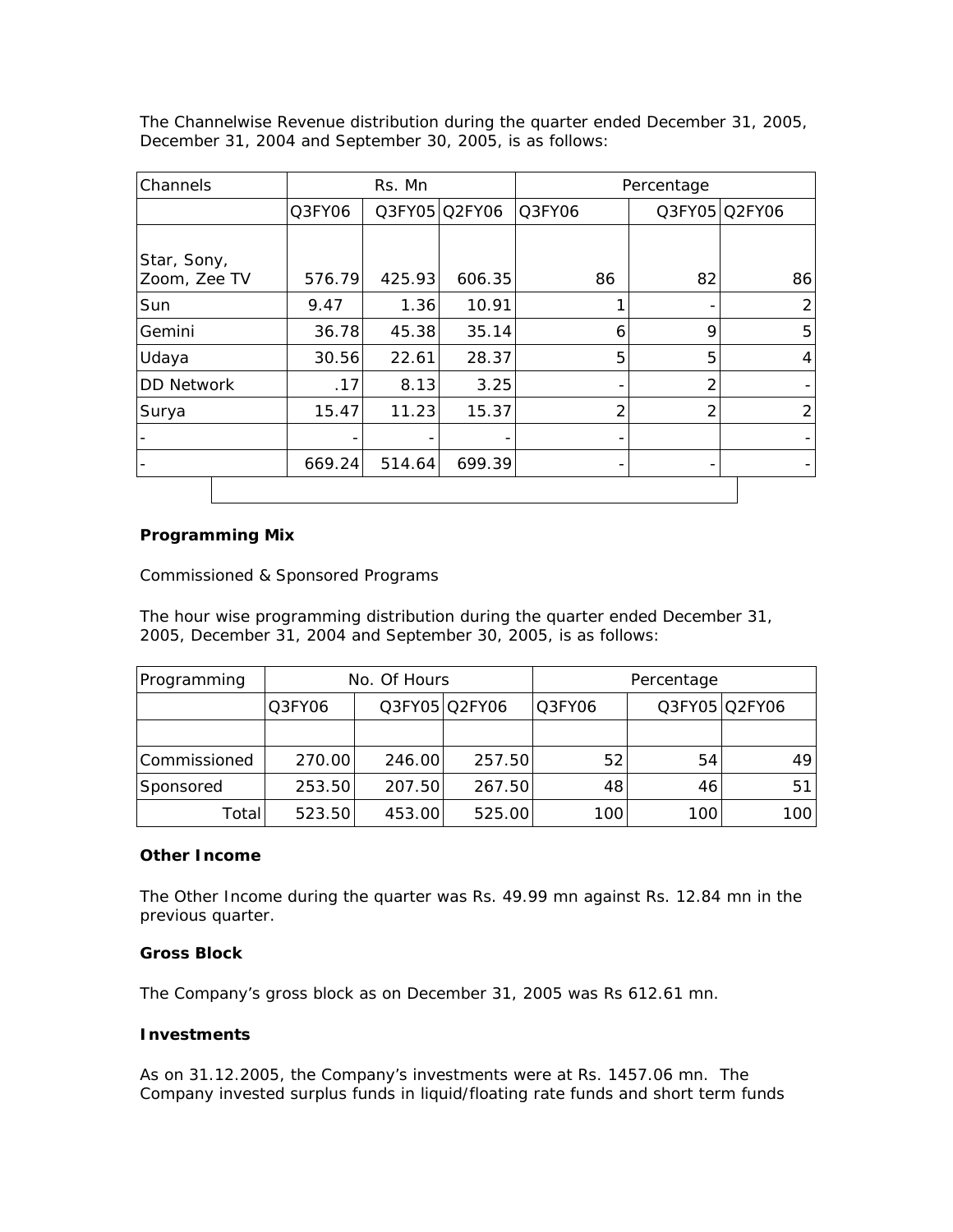The Channelwise Revenue distribution during the quarter ended December 31, 2005, December 31, 2004 and September 30, 2005, is as follows:

| Channels | Rs. Mn | | | Percentage | | |
|---|---|---|---|---|---|---|
| | Q3FY06 | Q3FY05 | Q2FY06 | Q3FY06 | Q3FY05 | Q2FY06 |
| Star, Sony, Zoom, Zee TV | 576.79 | 425.93 | 606.35 | 86 | 82 | 86 |
| Sun | 9.47 | 1.36 | 10.91 | 1 | - | 2 |
| Gemini | 36.78 | 45.38 | 35.14 | 6 | 9 | 5 |
| Udaya | 30.56 | 22.61 | 28.37 | 5 | 5 | 4 |
| DD Network | .17 | 8.13 | 3.25 | - | 2 | - |
| Surya | 15.47 | 11.23 | 15.37 | 2 | 2 | 2 |
| - | - | - | - | - | | - |
| - | 669.24 | 514.64 | 699.39 | - | - | - |

**Programming Mix**

Commissioned & Sponsored Programs

The hour wise programming distribution during the quarter ended December 31, 2005, December 31, 2004 and September 30, 2005, is as follows:

| Programming | No. Of Hours | | | Percentage | | |
|---|---|---|---|---|---|---|
| | Q3FY06 | Q3FY05 | Q2FY06 | Q3FY06 | Q3FY05 | Q2FY06 |
| | | | | | | |
| Commissioned | 270.00 | 246.00 | 257.50 | 52 | 54 | 49 |
| Sponsored | 253.50 | 207.50 | 267.50 | 48 | 46 | 51 |
| Total | 523.50 | 453.00 | 525.00 | 100 | 100 | 100 |

**Other Income**

The Other Income during the quarter was Rs. 49.99 mn against Rs. 12.84 mn in the previous quarter.

**Gross Block**

The Company's gross block as on December 31, 2005 was Rs 612.61 mn.

**Investments**

As on 31.12.2005, the Company's investments were at Rs. 1457.06 mn. The Company invested surplus funds in liquid/floating rate funds and short term funds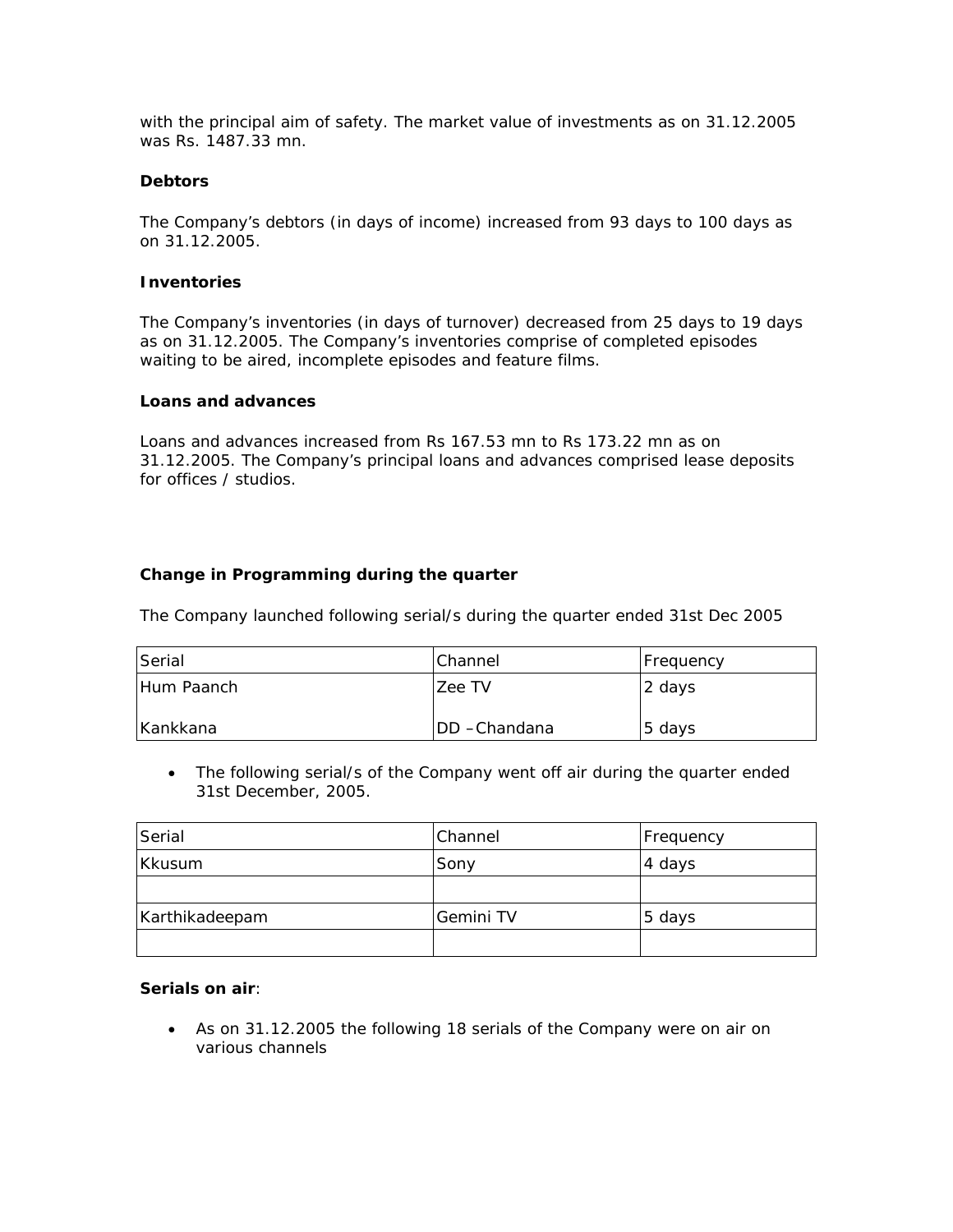with the principal aim of safety. The market value of investments as on 31.12.2005 was Rs. 1487.33 mn.

**Debtors**

The Company's debtors (in days of income) increased from 93 days to 100 days as on 31.12.2005.

**Inventories**

The Company's inventories (in days of turnover) decreased from 25 days to 19 days as on 31.12.2005. The Company's inventories comprise of completed episodes waiting to be aired, incomplete episodes and feature films.

**Loans and advances**

Loans and advances increased from Rs 167.53 mn to Rs 173.22 mn as on 31.12.2005. The Company's principal loans and advances comprised lease deposits for offices / studios.

**Change in Programming during the quarter**

The Company launched following serial/s during the quarter ended 31st Dec 2005

| Serial | Channel | Frequency |
|---|---|---|
| Hum Paanch | Zee TV | 2 days |
| Kankkana | DD –Chandana | 5 days |

- The following serial/s of the Company went off air during the quarter ended 31st December, 2005.

| Serial | Channel | Frequency |
|---|---|---|
| Kkusum | Sony | 4 days |
| | | |
| Karthikadeepam | Gemini TV | 5 days |
| | | |

**Serials on air**:

- As on 31.12.2005 the following 18 serials of the Company were on air on various channels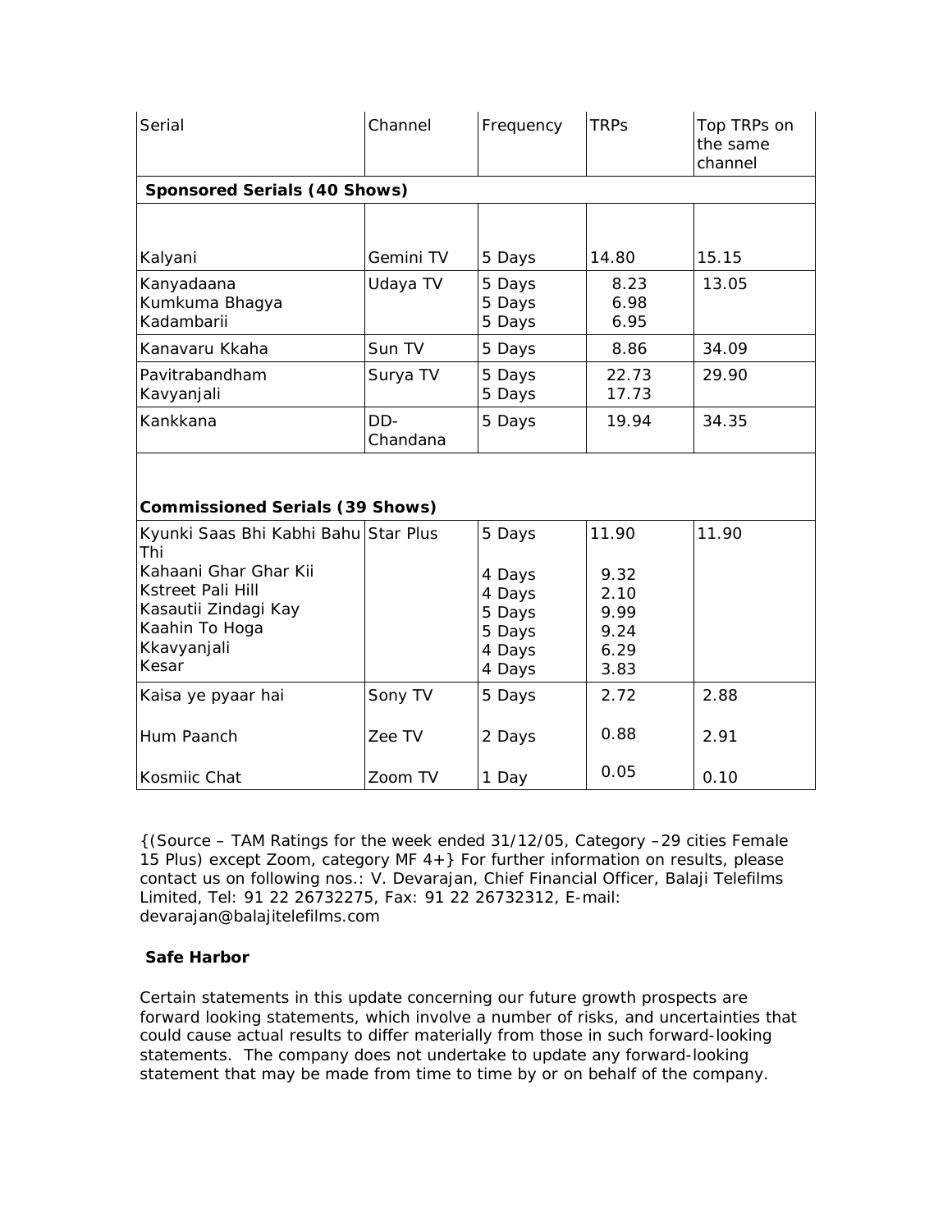| Serial | Channel | Frequency | TRPs | Top TRPs on the same channel |
|---|---|---|---|---|
| **Sponsored Serials (40 Shows)** | | | | |
| Kalyani | Gemini TV | 5 Days | 14.80 | 15.15 |
| Kanyadaana<br>Kumkuma Bhagya<br>Kadambarii | Udaya TV | 5 Days<br>5 Days<br>5 Days | 8.23<br>6.98<br>6.95 | 13.05 |
| Kanavaru Kkaha | Sun TV | 5 Days | 8.86 | 34.09 |
| Pavitrabandham<br>Kavyanjali | Surya TV | 5 Days<br>5 Days | 22.73<br>17.73 | 29.90 |
| Kankkana | DD-Chandana | 5 Days | 19.94 | 34.35 |
| **Commissioned Serials (39 Shows)** | | | | |
| Kyunki Saas Bhi Kabhi Bahu Thi<br>Kahaani Ghar Ghar Kii<br>Kstreet Pali Hill<br>Kasautii Zindagi Kay<br>Kaahin To Hoga<br>Kkavyanjali<br>Kesar | Star Plus | 5 Days<br>4 Days<br>4 Days<br>5 Days<br>5 Days<br>4 Days<br>4 Days | 11.90<br>9.32<br>2.10<br>9.99<br>9.24<br>6.29<br>3.83 | 11.90 |
| Kaisa ye pyaar hai | Sony TV | 5 Days | 2.72 | 2.88 |
| Hum Paanch | Zee TV | 2 Days | 0.88 | 2.91 |
| Kosmiic Chat | Zoom TV | 1 Day | 0.05 | 0.10 |

{(Source – TAM Ratings for the week ended 31/12/05, Category –29 cities Female 15 Plus) except Zoom, category MF 4+} For further information on results, please contact us on following nos.: V. Devarajan, Chief Financial Officer, Balaji Telefilms Limited, Tel: 91 22 26732275, Fax: 91 22 26732312, E-mail: devarajan@balajitelefilms.com

**Safe Harbor**

Certain statements in this update concerning our future growth prospects are forward looking statements, which involve a number of risks, and uncertainties that could cause actual results to differ materially from those in such forward-looking statements. The company does not undertake to update any forward-looking statement that may be made from time to time by or on behalf of the company.